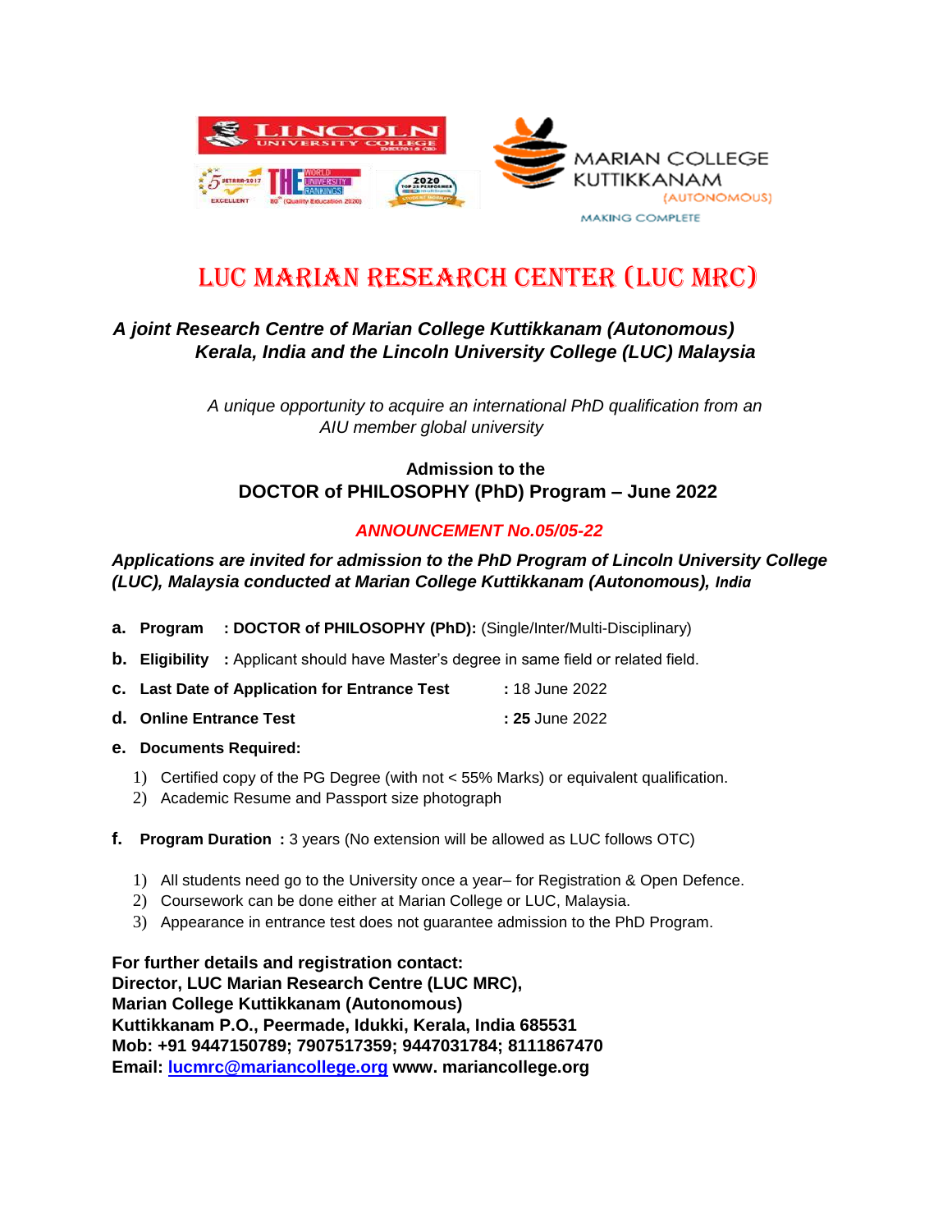LINCOLN UNIVERSITY COLLEGE

MARIAN COLLEGE KUTTIKKANAM (AUTONOMOUS)

MAKING COMPLETE

# LUC MARIAN RESEARCH CENTER (LUC MRC)

***A joint Research Centre of Marian College Kuttikkanam (Autonomous) Kerala, India and the Lincoln University College (LUC) Malaysia***

*A unique opportunity to acquire an international PhD qualification from an AIU member global university*

**Admission to the**

## DOCTOR of PHILOSOPHY (PhD) Program – June 2022

***ANNOUNCEMENT No.05/05-22***

***Applications are invited for admission to the PhD Program of Lincoln University College (LUC), Malaysia conducted at Marian College Kuttikkanam (Autonomous), India***

**a. Program** : **DOCTOR of PHILOSOPHY (PhD):** (Single/Inter/Multi-Disciplinary)

**b. Eligibility** : Applicant should have Master's degree in same field or related field.

**c. Last Date of Application for Entrance Test** : 18 June 2022

**d. Online Entrance Test** : **25** June 2022

**e. Documents Required:**

1) Certified copy of the PG Degree (with not < 55% Marks) or equivalent qualification.
2) Academic Resume and Passport size photograph

**f. Program Duration** : 3 years (No extension will be allowed as LUC follows OTC)

1) All students need go to the University once a year– for Registration & Open Defence.
2) Coursework can be done either at Marian College or LUC, Malaysia.
3) Appearance in entrance test does not guarantee admission to the PhD Program.

**For further details and registration contact:**
**Director, LUC Marian Research Centre (LUC MRC),**
**Marian College Kuttikkanam (Autonomous)**
**Kuttikkanam P.O., Peermade, Idukki, Kerala, India 685531**
**Mob: +91 9447150789; 7907517359; 9447031784; 8111867470**
**Email: lucmrc@mariancollege.org www. mariancollege.org**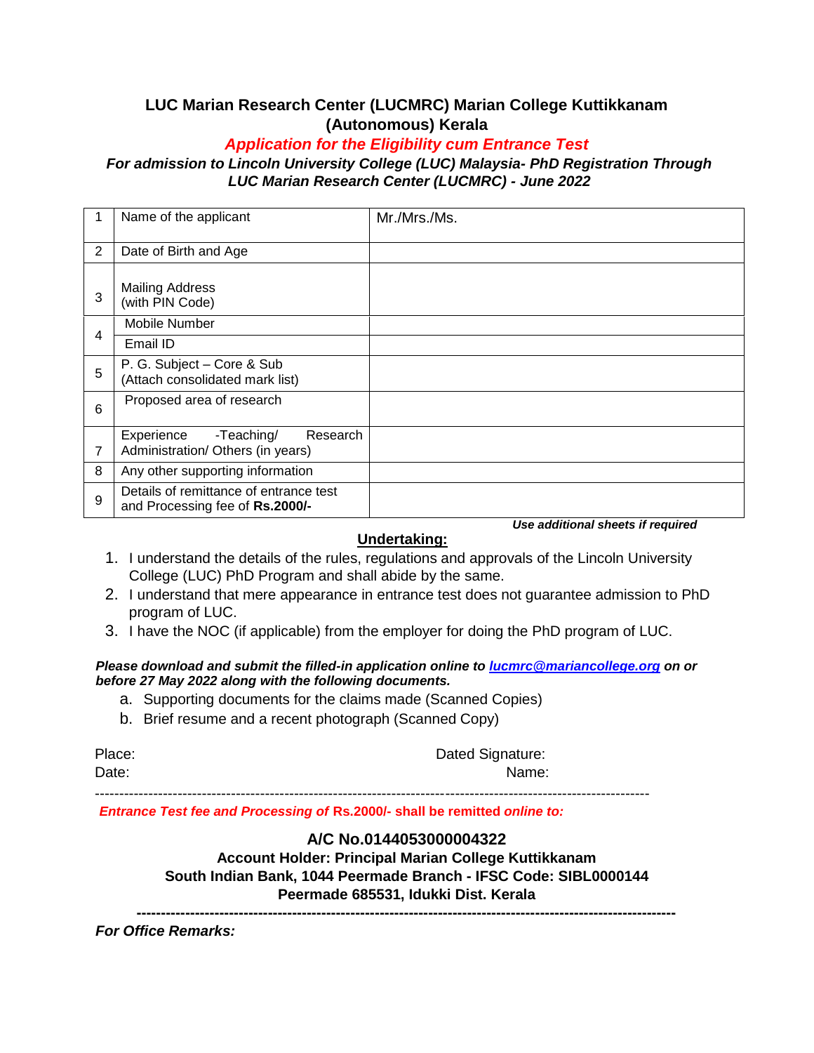**LUC Marian Research Center (LUCMRC) Marian College Kuttikkanam (Autonomous) Kerala**

***Application for the Eligibility cum Entrance Test***

***For admission to Lincoln University College (LUC) Malaysia- PhD Registration Through LUC Marian Research Center (LUCMRC) - June 2022***

| | | |
|---|---|---|
| 1 | Name of the applicant | Mr./Mrs./Ms. |
| 2 | Date of Birth and Age | |
| 3 | Mailing Address (with PIN Code) | |
| 4 | Mobile Number | |
| | Email ID | |
| 5 | P. G. Subject – Core & Sub (Attach consolidated mark list) | |
| 6 | Proposed area of research | |
| 7 | Experience -Teaching/ Research Administration/ Others (in years) | |
| 8 | Any other supporting information | |
| 9 | Details of remittance of entrance test and Processing fee of **Rs.2000/-** | |

***Use additional sheets if required***

**Undertaking:**

1. I understand the details of the rules, regulations and approvals of the Lincoln University College (LUC) PhD Program and shall abide by the same.
2. I understand that mere appearance in entrance test does not guarantee admission to PhD program of LUC.
3. I have the NOC (if applicable) from the employer for doing the PhD program of LUC.

***Please download and submit the filled-in application online to lucmrc@mariancollege.org on or before 27 May 2022 along with the following documents.***

a. Supporting documents for the claims made (Scanned Copies)
b. Brief resume and a recent photograph (Scanned Copy)

Place: Dated Signature:

Date: Name:

---

***Entrance Test fee and Processing of* Rs.2000/- shall be remitted *online to:***

**A/C No.0144053000004322**

**Account Holder: Principal Marian College Kuttikkanam**

**South Indian Bank, 1044 Peermade Branch - IFSC Code: SIBL0000144**

**Peermade 685531, Idukki Dist. Kerala**

---

***For Office Remarks:***